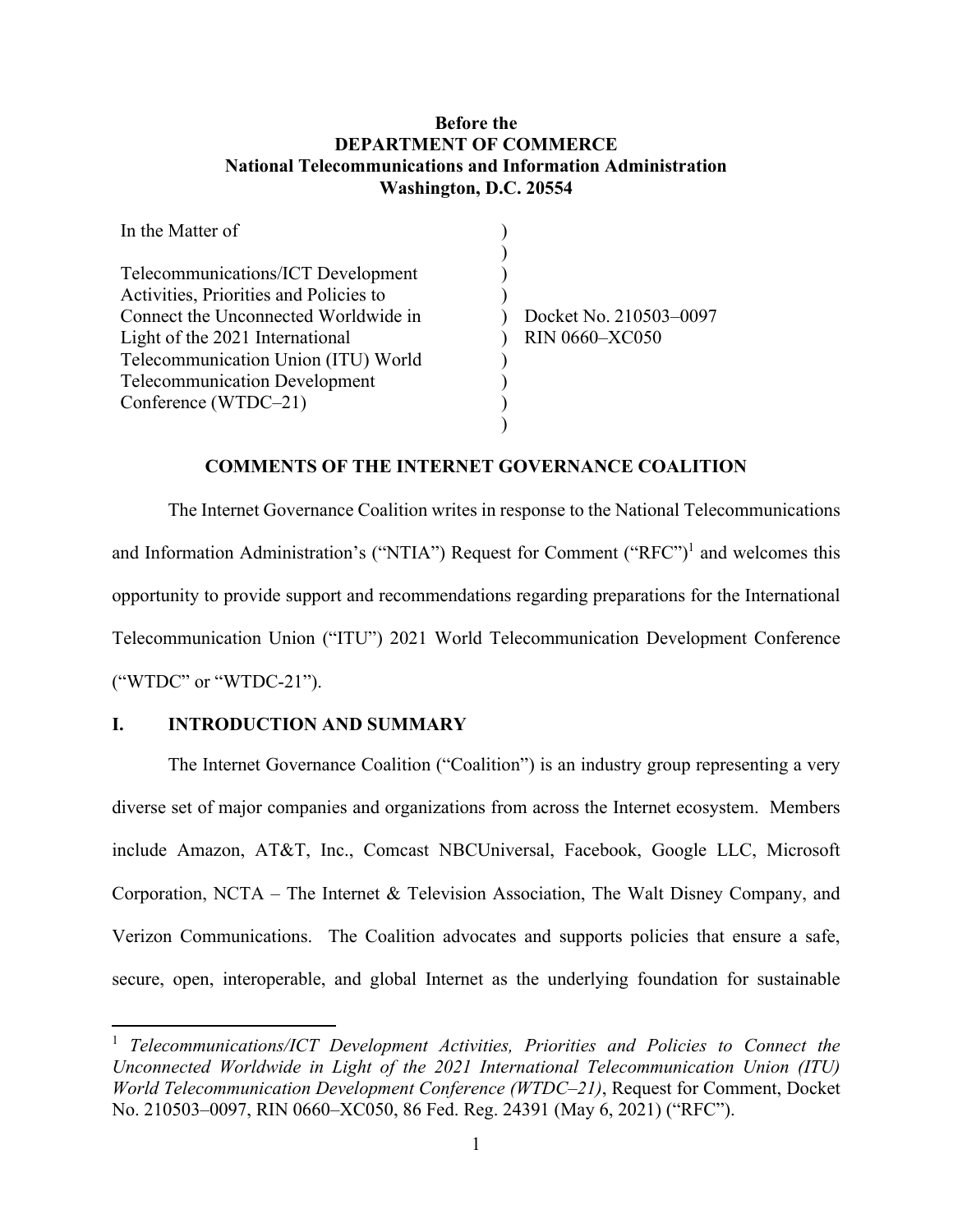**Before the**
**DEPARTMENT OF COMMERCE**
**National Telecommunications and Information Administration**
**Washington, D.C. 20554**

| | | |
|---|---|---|
| In the Matter of | ) | |
| | ) | |
| Telecommunications/ICT Development | ) | |
| Activities, Priorities and Policies to | ) | |
| Connect the Unconnected Worldwide in | ) | Docket No. 210503–0097 |
| Light of the 2021 International | ) | RIN 0660–XC050 |
| Telecommunication Union (ITU) World | ) | |
| Telecommunication Development | ) | |
| Conference (WTDC–21) | ) | |
| | ) | |

**COMMENTS OF THE INTERNET GOVERNANCE COALITION**

The Internet Governance Coalition writes in response to the National Telecommunications and Information Administration's ("NTIA") Request for Comment ("RFC")[1] and welcomes this opportunity to provide support and recommendations regarding preparations for the International Telecommunication Union ("ITU") 2021 World Telecommunication Development Conference ("WTDC" or "WTDC-21").

## I. INTRODUCTION AND SUMMARY

The Internet Governance Coalition ("Coalition") is an industry group representing a very diverse set of major companies and organizations from across the Internet ecosystem. Members include Amazon, AT&T, Inc., Comcast NBCUniversal, Facebook, Google LLC, Microsoft Corporation, NCTA – The Internet & Television Association, The Walt Disney Company, and Verizon Communications. The Coalition advocates and supports policies that ensure a safe, secure, open, interoperable, and global Internet as the underlying foundation for sustainable

---

[1] *Telecommunications/ICT Development Activities, Priorities and Policies to Connect the Unconnected Worldwide in Light of the 2021 International Telecommunication Union (ITU) World Telecommunication Development Conference (WTDC–21)*, Request for Comment, Docket No. 210503–0097, RIN 0660–XC050, 86 Fed. Reg. 24391 (May 6, 2021) ("RFC").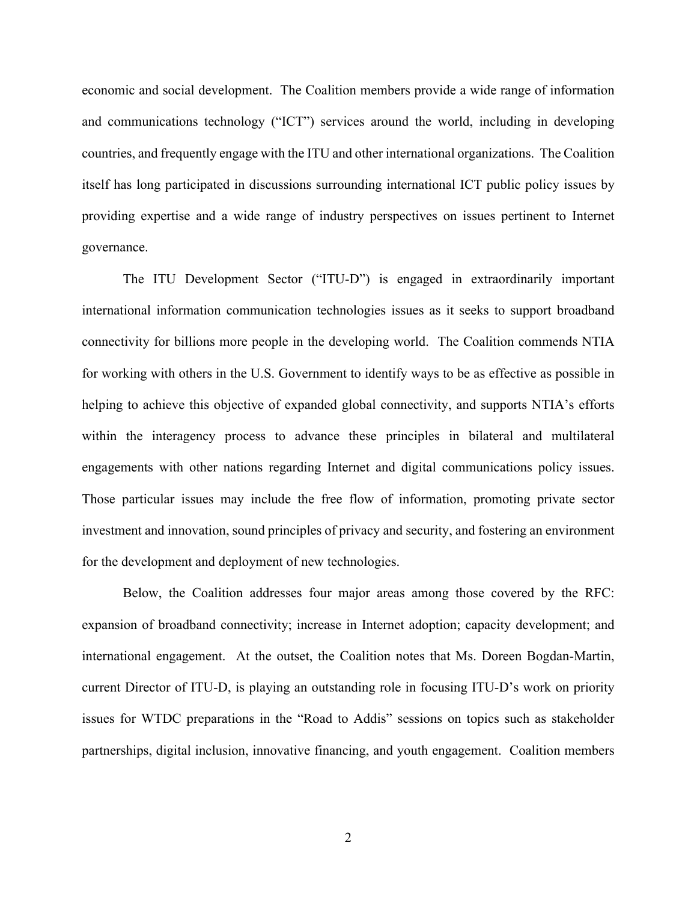economic and social development. The Coalition members provide a wide range of information and communications technology ("ICT") services around the world, including in developing countries, and frequently engage with the ITU and other international organizations. The Coalition itself has long participated in discussions surrounding international ICT public policy issues by providing expertise and a wide range of industry perspectives on issues pertinent to Internet governance.

The ITU Development Sector ("ITU-D") is engaged in extraordinarily important international information communication technologies issues as it seeks to support broadband connectivity for billions more people in the developing world. The Coalition commends NTIA for working with others in the U.S. Government to identify ways to be as effective as possible in helping to achieve this objective of expanded global connectivity, and supports NTIA's efforts within the interagency process to advance these principles in bilateral and multilateral engagements with other nations regarding Internet and digital communications policy issues. Those particular issues may include the free flow of information, promoting private sector investment and innovation, sound principles of privacy and security, and fostering an environment for the development and deployment of new technologies.

Below, the Coalition addresses four major areas among those covered by the RFC: expansion of broadband connectivity; increase in Internet adoption; capacity development; and international engagement. At the outset, the Coalition notes that Ms. Doreen Bogdan-Martin, current Director of ITU-D, is playing an outstanding role in focusing ITU-D's work on priority issues for WTDC preparations in the "Road to Addis" sessions on topics such as stakeholder partnerships, digital inclusion, innovative financing, and youth engagement. Coalition members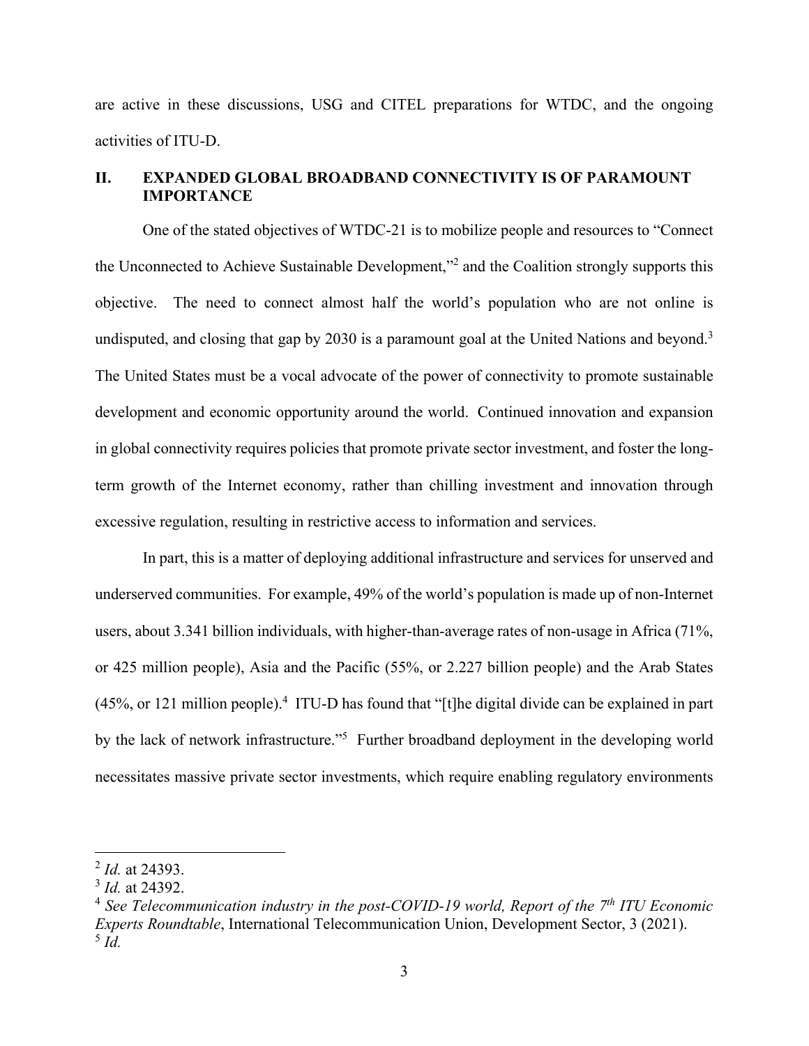are active in these discussions, USG and CITEL preparations for WTDC, and the ongoing activities of ITU-D.

## II. EXPANDED GLOBAL BROADBAND CONNECTIVITY IS OF PARAMOUNT IMPORTANCE

One of the stated objectives of WTDC-21 is to mobilize people and resources to "Connect the Unconnected to Achieve Sustainable Development,"[2] and the Coalition strongly supports this objective. The need to connect almost half the world's population who are not online is undisputed, and closing that gap by 2030 is a paramount goal at the United Nations and beyond.[3] The United States must be a vocal advocate of the power of connectivity to promote sustainable development and economic opportunity around the world. Continued innovation and expansion in global connectivity requires policies that promote private sector investment, and foster the long-term growth of the Internet economy, rather than chilling investment and innovation through excessive regulation, resulting in restrictive access to information and services.

In part, this is a matter of deploying additional infrastructure and services for unserved and underserved communities. For example, 49% of the world's population is made up of non-Internet users, about 3.341 billion individuals, with higher-than-average rates of non-usage in Africa (71%, or 425 million people), Asia and the Pacific (55%, or 2.227 billion people) and the Arab States (45%, or 121 million people).[4] ITU-D has found that "[t]he digital divide can be explained in part by the lack of network infrastructure."[5] Further broadband deployment in the developing world necessitates massive private sector investments, which require enabling regulatory environments

---

[2] *Id.* at 24393.

[3] *Id.* at 24392.

[4] *See Telecommunication industry in the post-COVID-19 world, Report of the 7th ITU Economic Experts Roundtable*, International Telecommunication Union, Development Sector, 3 (2021).

[5] *Id.*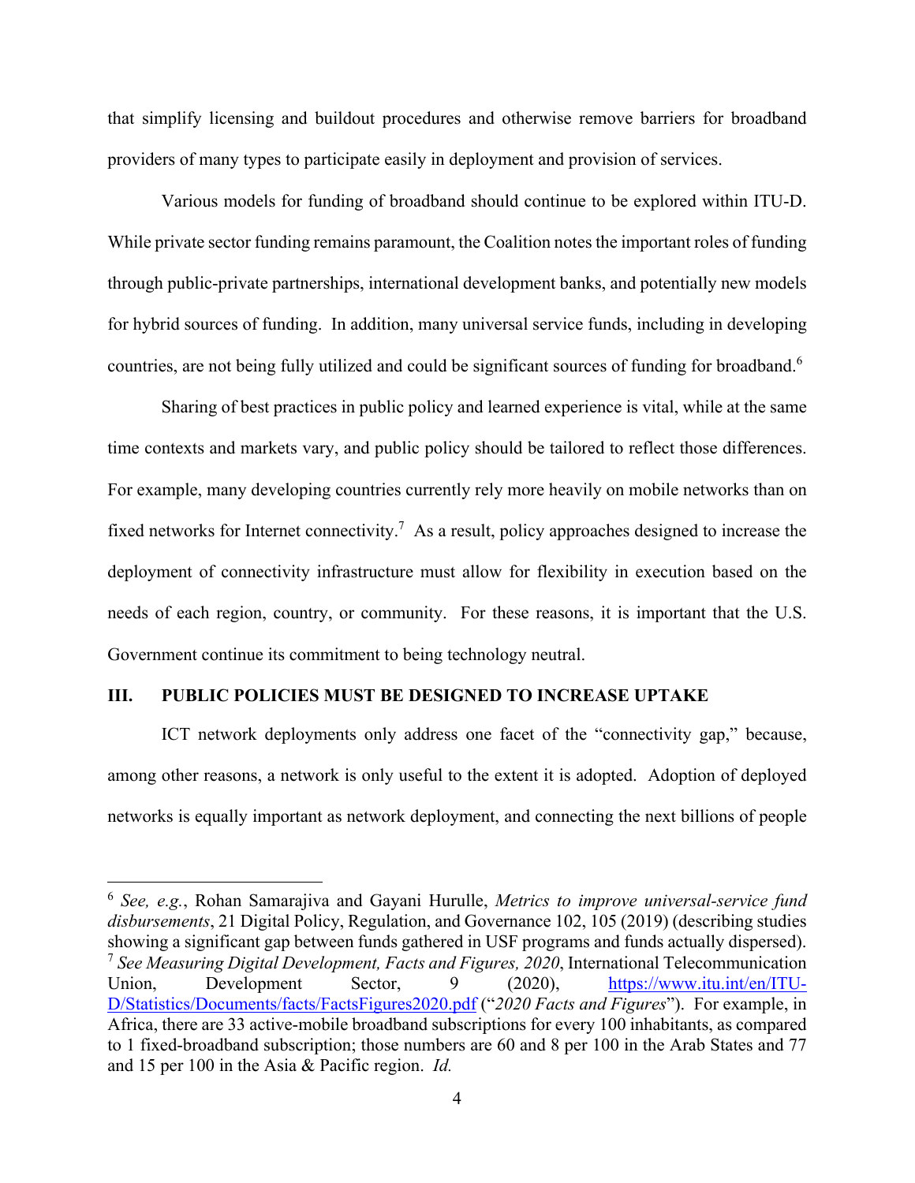that simplify licensing and buildout procedures and otherwise remove barriers for broadband providers of many types to participate easily in deployment and provision of services.

Various models for funding of broadband should continue to be explored within ITU-D. While private sector funding remains paramount, the Coalition notes the important roles of funding through public-private partnerships, international development banks, and potentially new models for hybrid sources of funding. In addition, many universal service funds, including in developing countries, are not being fully utilized and could be significant sources of funding for broadband.[6]

Sharing of best practices in public policy and learned experience is vital, while at the same time contexts and markets vary, and public policy should be tailored to reflect those differences. For example, many developing countries currently rely more heavily on mobile networks than on fixed networks for Internet connectivity.[7] As a result, policy approaches designed to increase the deployment of connectivity infrastructure must allow for flexibility in execution based on the needs of each region, country, or community. For these reasons, it is important that the U.S. Government continue its commitment to being technology neutral.

## III. PUBLIC POLICIES MUST BE DESIGNED TO INCREASE UPTAKE

ICT network deployments only address one facet of the "connectivity gap," because, among other reasons, a network is only useful to the extent it is adopted. Adoption of deployed networks is equally important as network deployment, and connecting the next billions of people

---

[6] *See, e.g.*, Rohan Samarajiva and Gayani Hurulle, *Metrics to improve universal-service fund disbursements*, 21 Digital Policy, Regulation, and Governance 102, 105 (2019) (describing studies showing a significant gap between funds gathered in USF programs and funds actually dispersed).

[7] *See Measuring Digital Development, Facts and Figures, 2020*, International Telecommunication Union, Development Sector, 9 (2020), https://www.itu.int/en/ITU-D/Statistics/Documents/facts/FactsFigures2020.pdf ("*2020 Facts and Figures*"). For example, in Africa, there are 33 active-mobile broadband subscriptions for every 100 inhabitants, as compared to 1 fixed-broadband subscription; those numbers are 60 and 8 per 100 in the Arab States and 77 and 15 per 100 in the Asia & Pacific region. *Id.*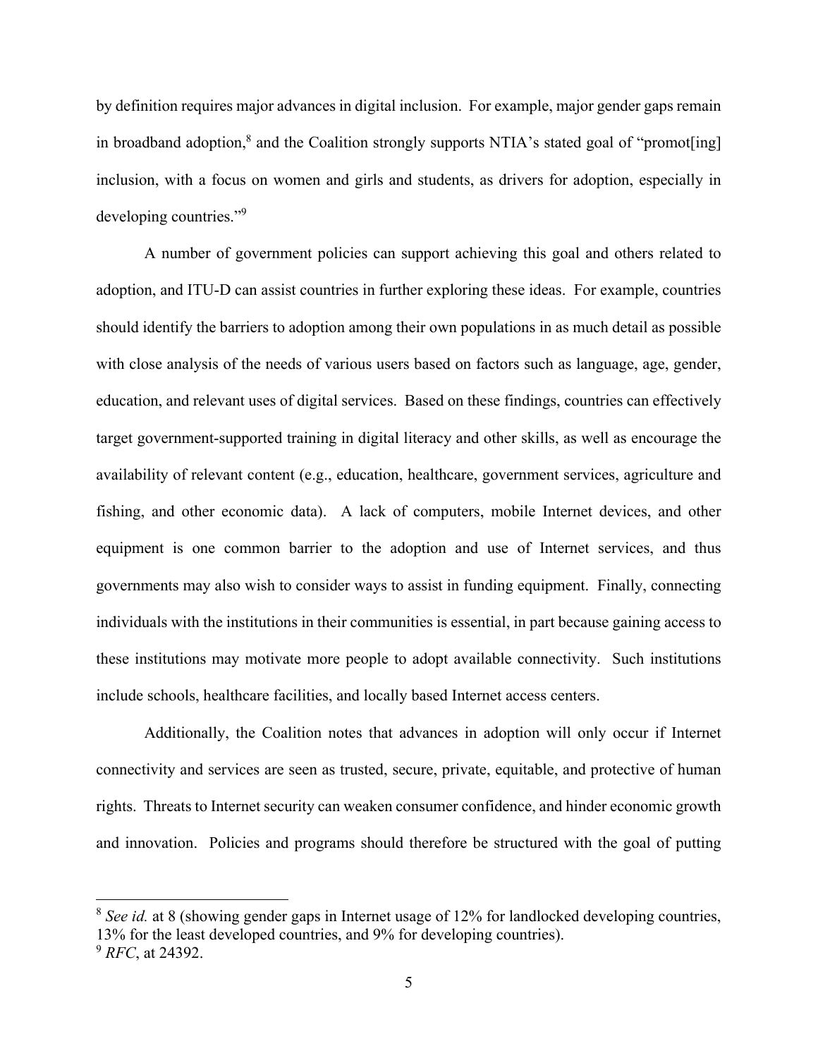by definition requires major advances in digital inclusion. For example, major gender gaps remain in broadband adoption,[8] and the Coalition strongly supports NTIA's stated goal of "promot[ing] inclusion, with a focus on women and girls and students, as drivers for adoption, especially in developing countries."[9]

A number of government policies can support achieving this goal and others related to adoption, and ITU-D can assist countries in further exploring these ideas. For example, countries should identify the barriers to adoption among their own populations in as much detail as possible with close analysis of the needs of various users based on factors such as language, age, gender, education, and relevant uses of digital services. Based on these findings, countries can effectively target government-supported training in digital literacy and other skills, as well as encourage the availability of relevant content (e.g., education, healthcare, government services, agriculture and fishing, and other economic data). A lack of computers, mobile Internet devices, and other equipment is one common barrier to the adoption and use of Internet services, and thus governments may also wish to consider ways to assist in funding equipment. Finally, connecting individuals with the institutions in their communities is essential, in part because gaining access to these institutions may motivate more people to adopt available connectivity. Such institutions include schools, healthcare facilities, and locally based Internet access centers.

Additionally, the Coalition notes that advances in adoption will only occur if Internet connectivity and services are seen as trusted, secure, private, equitable, and protective of human rights. Threats to Internet security can weaken consumer confidence, and hinder economic growth and innovation. Policies and programs should therefore be structured with the goal of putting

---

[8] *See id.* at 8 (showing gender gaps in Internet usage of 12% for landlocked developing countries, 13% for the least developed countries, and 9% for developing countries).

[9] *RFC*, at 24392.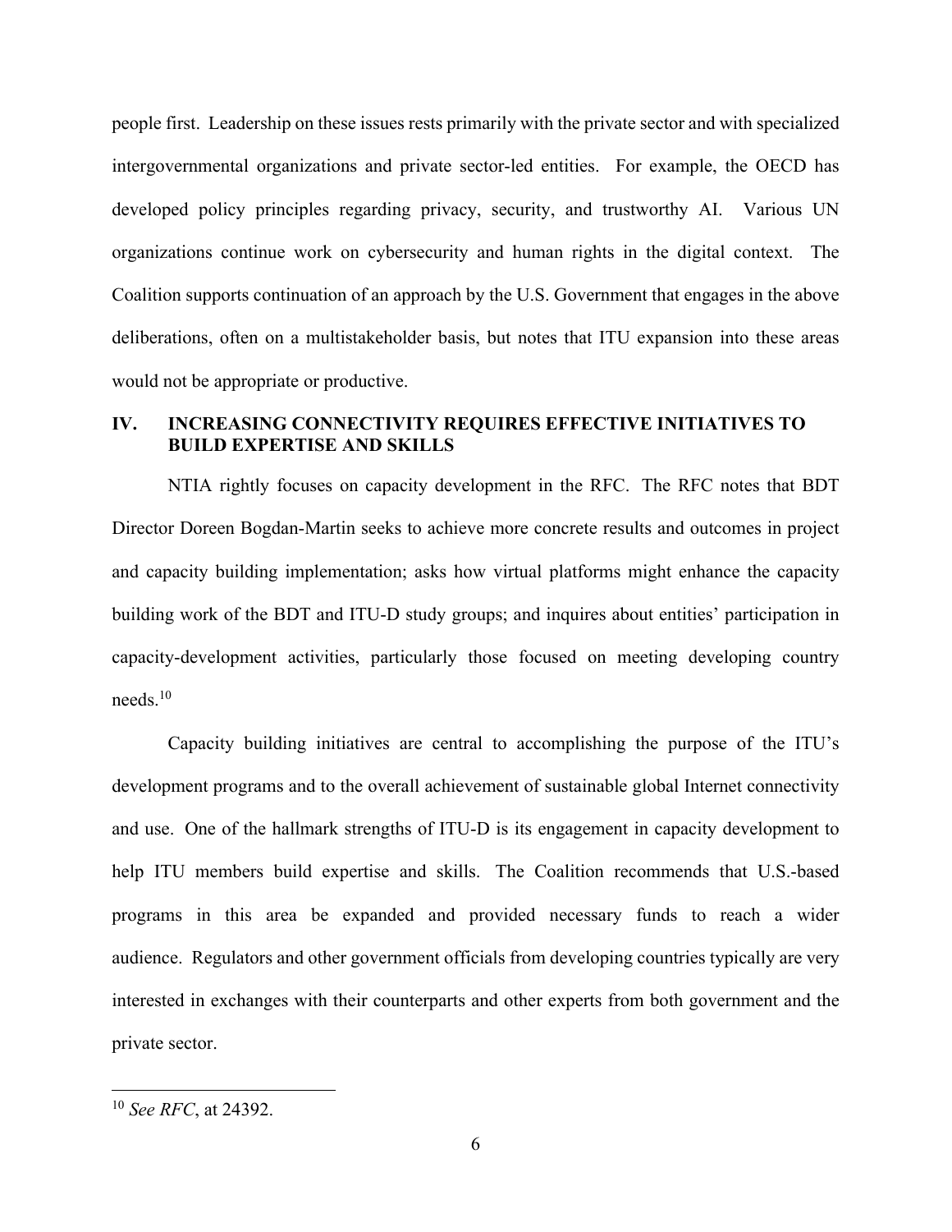people first. Leadership on these issues rests primarily with the private sector and with specialized intergovernmental organizations and private sector-led entities. For example, the OECD has developed policy principles regarding privacy, security, and trustworthy AI. Various UN organizations continue work on cybersecurity and human rights in the digital context. The Coalition supports continuation of an approach by the U.S. Government that engages in the above deliberations, often on a multistakeholder basis, but notes that ITU expansion into these areas would not be appropriate or productive.

## IV. INCREASING CONNECTIVITY REQUIRES EFFECTIVE INITIATIVES TO BUILD EXPERTISE AND SKILLS

NTIA rightly focuses on capacity development in the RFC. The RFC notes that BDT Director Doreen Bogdan-Martin seeks to achieve more concrete results and outcomes in project and capacity building implementation; asks how virtual platforms might enhance the capacity building work of the BDT and ITU-D study groups; and inquires about entities' participation in capacity-development activities, particularly those focused on meeting developing country needs.[10]

Capacity building initiatives are central to accomplishing the purpose of the ITU's development programs and to the overall achievement of sustainable global Internet connectivity and use. One of the hallmark strengths of ITU-D is its engagement in capacity development to help ITU members build expertise and skills. The Coalition recommends that U.S.-based programs in this area be expanded and provided necessary funds to reach a wider audience. Regulators and other government officials from developing countries typically are very interested in exchanges with their counterparts and other experts from both government and the private sector.

---

[10] *See RFC*, at 24392.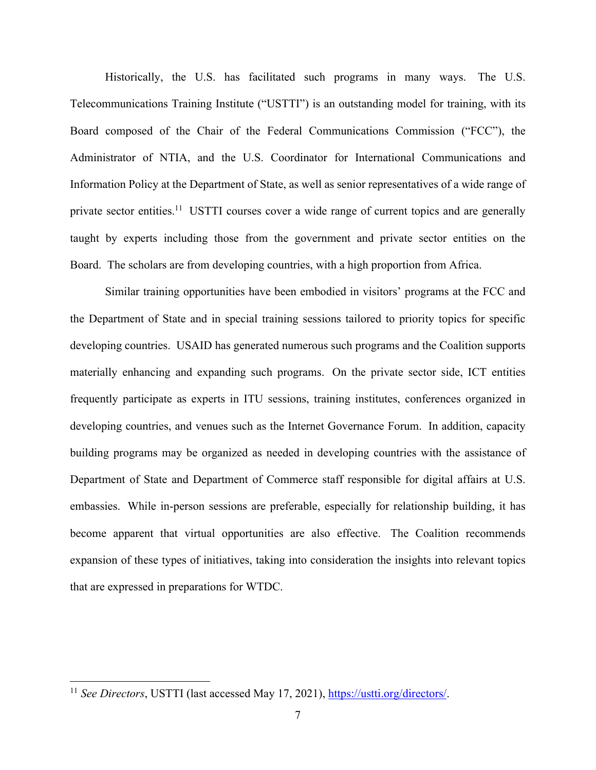Historically, the U.S. has facilitated such programs in many ways. The U.S. Telecommunications Training Institute ("USTTI") is an outstanding model for training, with its Board composed of the Chair of the Federal Communications Commission ("FCC"), the Administrator of NTIA, and the U.S. Coordinator for International Communications and Information Policy at the Department of State, as well as senior representatives of a wide range of private sector entities.[11] USTTI courses cover a wide range of current topics and are generally taught by experts including those from the government and private sector entities on the Board. The scholars are from developing countries, with a high proportion from Africa.

Similar training opportunities have been embodied in visitors' programs at the FCC and the Department of State and in special training sessions tailored to priority topics for specific developing countries. USAID has generated numerous such programs and the Coalition supports materially enhancing and expanding such programs. On the private sector side, ICT entities frequently participate as experts in ITU sessions, training institutes, conferences organized in developing countries, and venues such as the Internet Governance Forum. In addition, capacity building programs may be organized as needed in developing countries with the assistance of Department of State and Department of Commerce staff responsible for digital affairs at U.S. embassies. While in-person sessions are preferable, especially for relationship building, it has become apparent that virtual opportunities are also effective. The Coalition recommends expansion of these types of initiatives, taking into consideration the insights into relevant topics that are expressed in preparations for WTDC.

---

[11] *See Directors*, USTTI (last accessed May 17, 2021), https://ustti.org/directors/.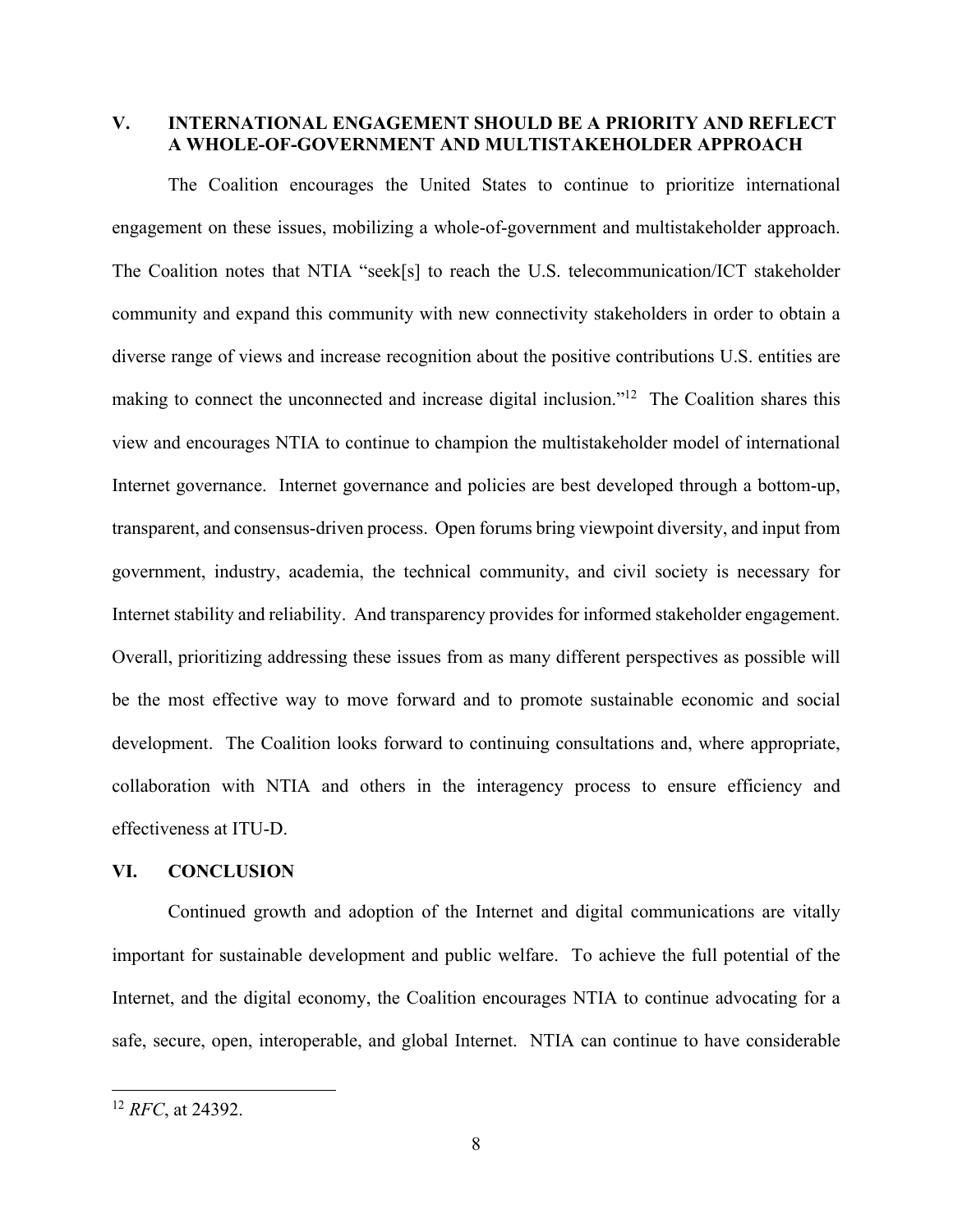## V. INTERNATIONAL ENGAGEMENT SHOULD BE A PRIORITY AND REFLECT A WHOLE-OF-GOVERNMENT AND MULTISTAKEHOLDER APPROACH

The Coalition encourages the United States to continue to prioritize international engagement on these issues, mobilizing a whole-of-government and multistakeholder approach. The Coalition notes that NTIA "seek[s] to reach the U.S. telecommunication/ICT stakeholder community and expand this community with new connectivity stakeholders in order to obtain a diverse range of views and increase recognition about the positive contributions U.S. entities are making to connect the unconnected and increase digital inclusion."[12] The Coalition shares this view and encourages NTIA to continue to champion the multistakeholder model of international Internet governance. Internet governance and policies are best developed through a bottom-up, transparent, and consensus-driven process. Open forums bring viewpoint diversity, and input from government, industry, academia, the technical community, and civil society is necessary for Internet stability and reliability. And transparency provides for informed stakeholder engagement. Overall, prioritizing addressing these issues from as many different perspectives as possible will be the most effective way to move forward and to promote sustainable economic and social development. The Coalition looks forward to continuing consultations and, where appropriate, collaboration with NTIA and others in the interagency process to ensure efficiency and effectiveness at ITU-D.

## VI. CONCLUSION

Continued growth and adoption of the Internet and digital communications are vitally important for sustainable development and public welfare. To achieve the full potential of the Internet, and the digital economy, the Coalition encourages NTIA to continue advocating for a safe, secure, open, interoperable, and global Internet. NTIA can continue to have considerable

---

[12] *RFC*, at 24392.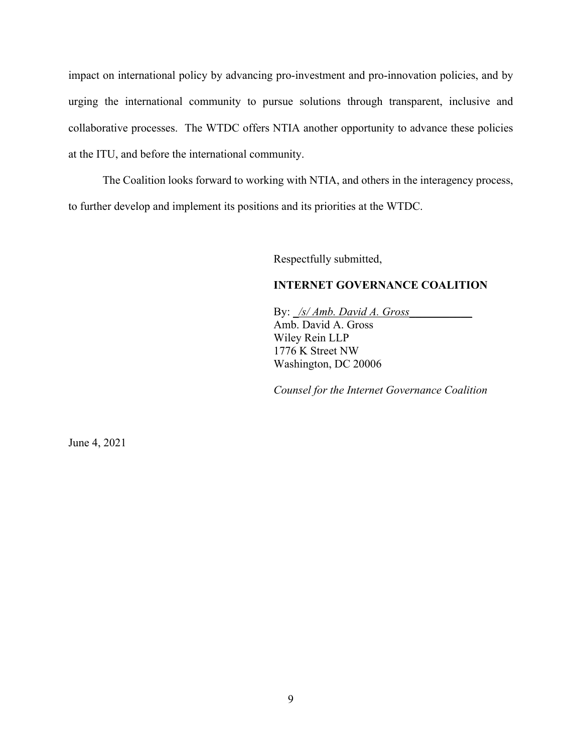impact on international policy by advancing pro-investment and pro-innovation policies, and by urging the international community to pursue solutions through transparent, inclusive and collaborative processes. The WTDC offers NTIA another opportunity to advance these policies at the ITU, and before the international community.

The Coalition looks forward to working with NTIA, and others in the interagency process, to further develop and implement its positions and its priorities at the WTDC.

Respectfully submitted,

**INTERNET GOVERNANCE COALITION**

By: *_/s/ Amb. David A. Gross*___________
Amb. David A. Gross
Wiley Rein LLP
1776 K Street NW
Washington, DC 20006

*Counsel for the Internet Governance Coalition*

June 4, 2021